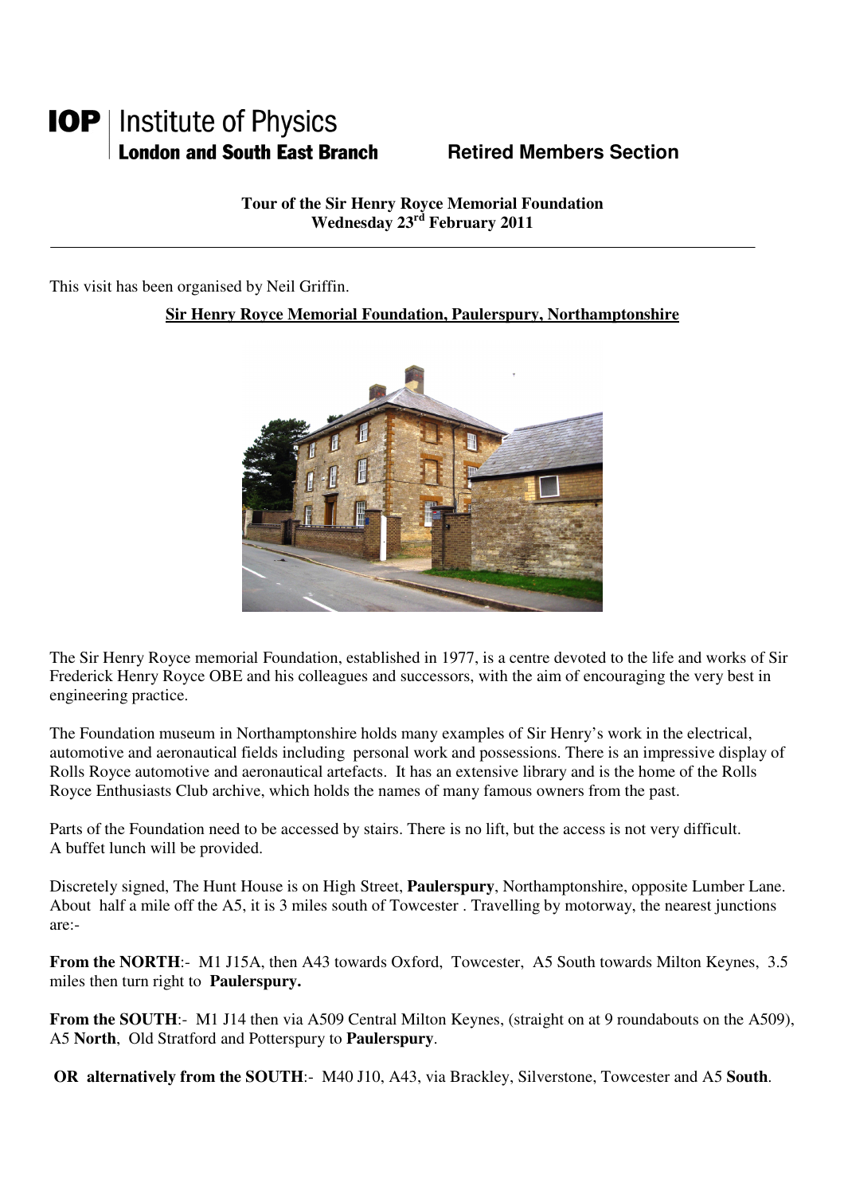**IOP | Institute of Physics**
**London and South East Branch** **Retired Members Section**

**Tour of the Sir Henry Royce Memorial Foundation**
**Wednesday 23rd February 2011**

---

This visit has been organised by Neil Griffin.

**Sir Henry Royce Memorial Foundation, Paulerspury, Northamptonshire**

The Sir Henry Royce memorial Foundation, established in 1977, is a centre devoted to the life and works of Sir Frederick Henry Royce OBE and his colleagues and successors, with the aim of encouraging the very best in engineering practice.

The Foundation museum in Northamptonshire holds many examples of Sir Henry's work in the electrical, automotive and aeronautical fields including personal work and possessions. There is an impressive display of Rolls Royce automotive and aeronautical artefacts. It has an extensive library and is the home of the Rolls Royce Enthusiasts Club archive, which holds the names of many famous owners from the past.

Parts of the Foundation need to be accessed by stairs. There is no lift, but the access is not very difficult. A buffet lunch will be provided.

Discretely signed, The Hunt House is on High Street, **Paulerspury**, Northamptonshire, opposite Lumber Lane. About half a mile off the A5, it is 3 miles south of Towcester . Travelling by motorway, the nearest junctions are:-

**From the NORTH**:- M1 J15A, then A43 towards Oxford, Towcester, A5 South towards Milton Keynes, 3.5 miles then turn right to **Paulerspury.**

**From the SOUTH**:- M1 J14 then via A509 Central Milton Keynes, (straight on at 9 roundabouts on the A509), A5 **North**, Old Stratford and Potterspury to **Paulerspury**.

**OR alternatively from the SOUTH**:- M40 J10, A43, via Brackley, Silverstone, Towcester and A5 **South**.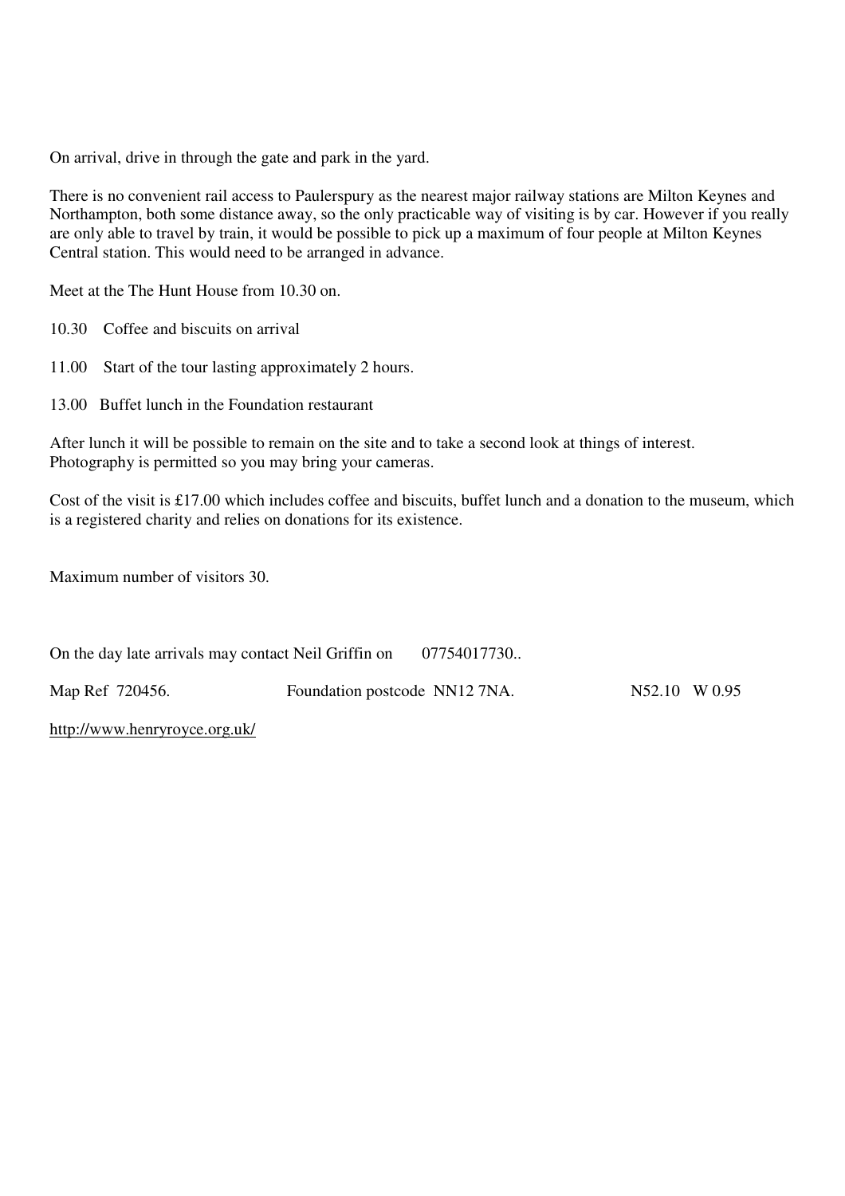On arrival, drive in through the gate and park in the yard.

There is no convenient rail access to Paulerspury as the nearest major railway stations are Milton Keynes and Northampton, both some distance away, so the only practicable way of visiting is by car. However if you really are only able to travel by train, it would be possible to pick up a maximum of four people at Milton Keynes Central station. This would need to be arranged in advance.

Meet at the The Hunt House from 10.30 on.

10.30 Coffee and biscuits on arrival

11.00 Start of the tour lasting approximately 2 hours.

13.00 Buffet lunch in the Foundation restaurant

After lunch it will be possible to remain on the site and to take a second look at things of interest.
Photography is permitted so you may bring your cameras.

Cost of the visit is £17.00 which includes coffee and biscuits, buffet lunch and a donation to the museum, which is a registered charity and relies on donations for its existence.

Maximum number of visitors 30.

On the day late arrivals may contact Neil Griffin on 07754017730..

Map Ref 720456. Foundation postcode NN12 7NA. N52.10 W 0.95

http://www.henryroyce.org.uk/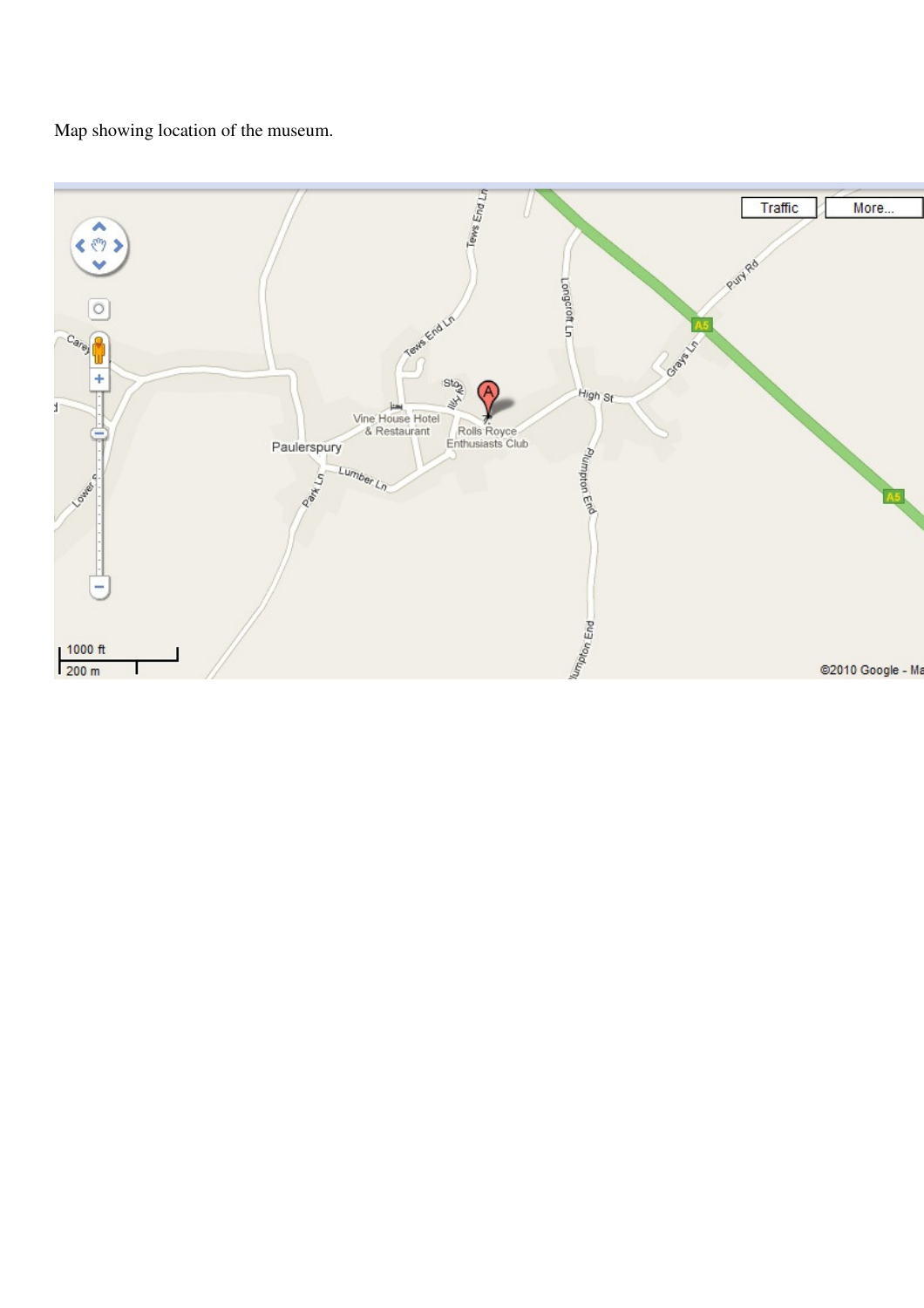Map showing location of the museum.

Traffic
More...
Tews End Ln
Pury Rd
A5
Longcroft Ln
Carey
Tews End Ln
Grays Ln
Sto
Hill Rd
High St
Vine House Hotel & Restaurant
Rolls Royce Enthusiasts Club
Paulerspury
Lumber Ln
Park Ln
Plumpton End
A5
Lower
Plumpton End
1000 ft
200 m
©2010 Google - Ma